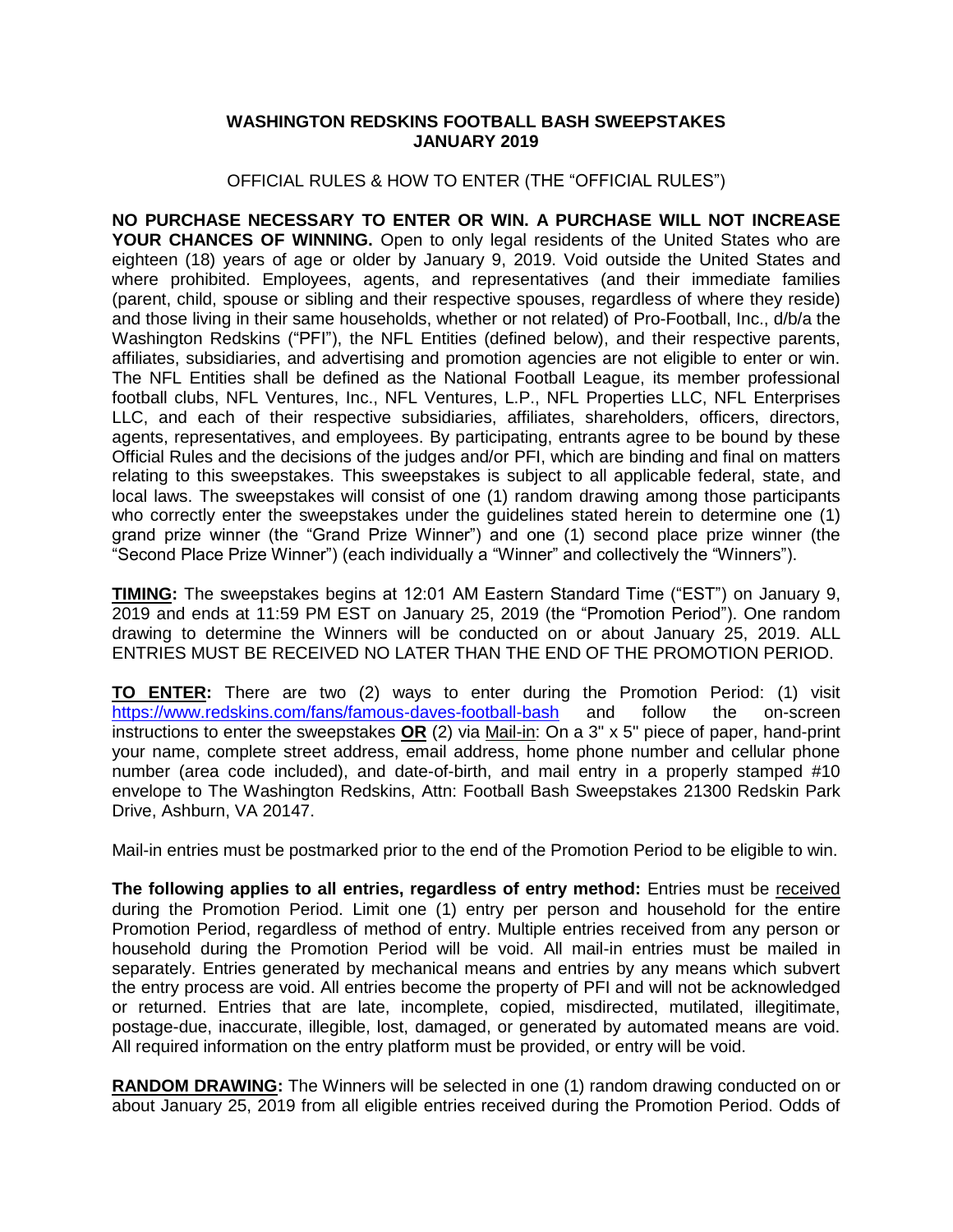**WASHINGTON REDSKINS FOOTBALL BASH SWEEPSTAKES**
**JANUARY 2019**

OFFICIAL RULES & HOW TO ENTER (THE "OFFICIAL RULES")

**NO PURCHASE NECESSARY TO ENTER OR WIN. A PURCHASE WILL NOT INCREASE YOUR CHANCES OF WINNING.** Open to only legal residents of the United States who are eighteen (18) years of age or older by January 9, 2019. Void outside the United States and where prohibited. Employees, agents, and representatives (and their immediate families (parent, child, spouse or sibling and their respective spouses, regardless of where they reside) and those living in their same households, whether or not related) of Pro-Football, Inc., d/b/a the Washington Redskins ("PFI"), the NFL Entities (defined below), and their respective parents, affiliates, subsidiaries, and advertising and promotion agencies are not eligible to enter or win. The NFL Entities shall be defined as the National Football League, its member professional football clubs, NFL Ventures, Inc., NFL Ventures, L.P., NFL Properties LLC, NFL Enterprises LLC, and each of their respective subsidiaries, affiliates, shareholders, officers, directors, agents, representatives, and employees. By participating, entrants agree to be bound by these Official Rules and the decisions of the judges and/or PFI, which are binding and final on matters relating to this sweepstakes. This sweepstakes is subject to all applicable federal, state, and local laws. The sweepstakes will consist of one (1) random drawing among those participants who correctly enter the sweepstakes under the guidelines stated herein to determine one (1) grand prize winner (the "Grand Prize Winner") and one (1) second place prize winner (the "Second Place Prize Winner") (each individually a "Winner" and collectively the "Winners").

**TIMING:** The sweepstakes begins at 12:01 AM Eastern Standard Time ("EST") on January 9, 2019 and ends at 11:59 PM EST on January 25, 2019 (the "Promotion Period"). One random drawing to determine the Winners will be conducted on or about January 25, 2019. ALL ENTRIES MUST BE RECEIVED NO LATER THAN THE END OF THE PROMOTION PERIOD.

**TO ENTER:** There are two (2) ways to enter during the Promotion Period: (1) visit https://www.redskins.com/fans/famous-daves-football-bash and follow the on-screen instructions to enter the sweepstakes **OR** (2) via Mail-in: On a 3" x 5" piece of paper, hand-print your name, complete street address, email address, home phone number and cellular phone number (area code included), and date-of-birth, and mail entry in a properly stamped #10 envelope to The Washington Redskins, Attn: Football Bash Sweepstakes 21300 Redskin Park Drive, Ashburn, VA 20147.

Mail-in entries must be postmarked prior to the end of the Promotion Period to be eligible to win.

**The following applies to all entries, regardless of entry method:** Entries must be received during the Promotion Period. Limit one (1) entry per person and household for the entire Promotion Period, regardless of method of entry. Multiple entries received from any person or household during the Promotion Period will be void. All mail-in entries must be mailed in separately. Entries generated by mechanical means and entries by any means which subvert the entry process are void. All entries become the property of PFI and will not be acknowledged or returned. Entries that are late, incomplete, copied, misdirected, mutilated, illegitimate, postage-due, inaccurate, illegible, lost, damaged, or generated by automated means are void. All required information on the entry platform must be provided, or entry will be void.

**RANDOM DRAWING:** The Winners will be selected in one (1) random drawing conducted on or about January 25, 2019 from all eligible entries received during the Promotion Period. Odds of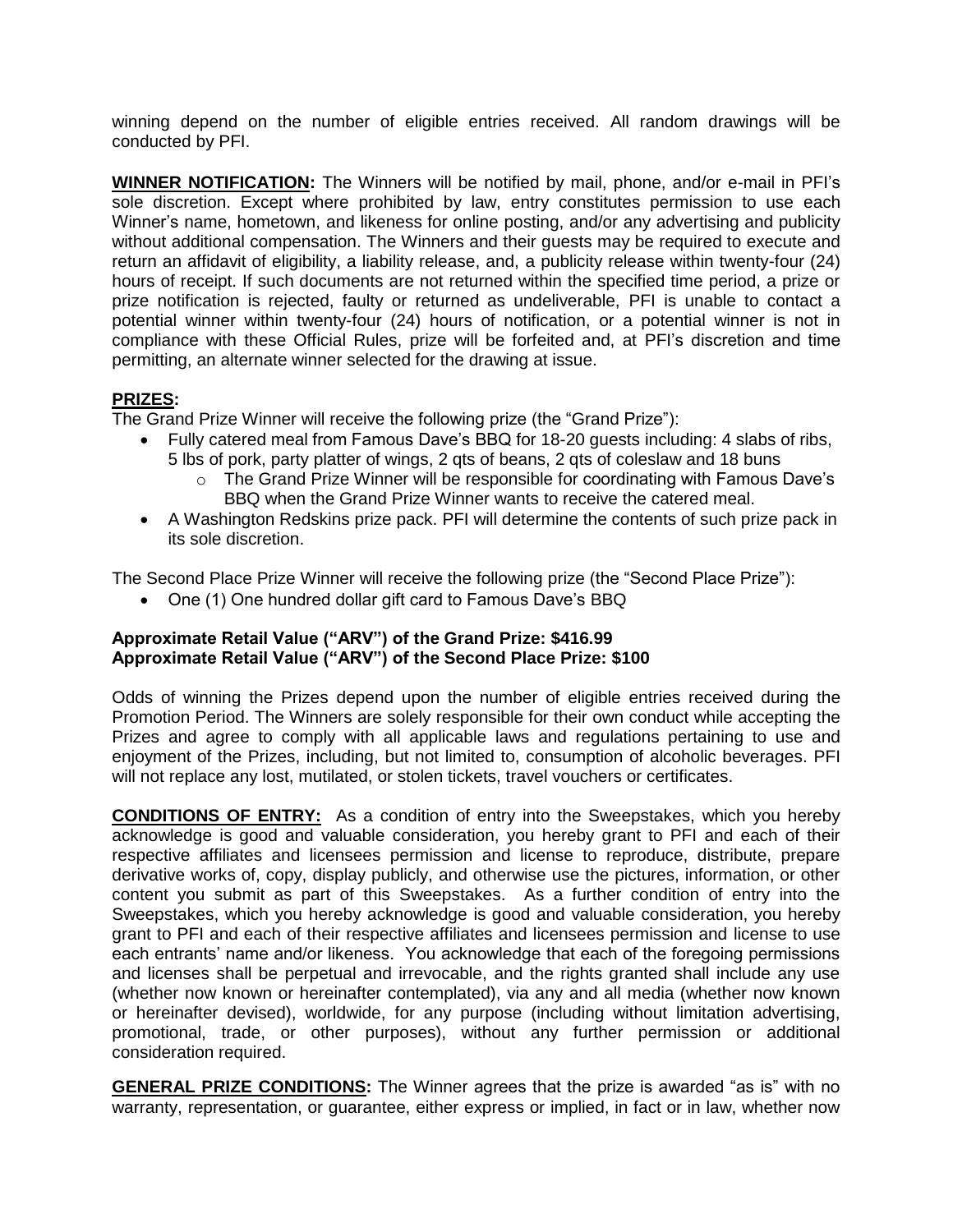winning depend on the number of eligible entries received. All random drawings will be conducted by PFI.

**WINNER NOTIFICATION:** The Winners will be notified by mail, phone, and/or e-mail in PFI's sole discretion. Except where prohibited by law, entry constitutes permission to use each Winner's name, hometown, and likeness for online posting, and/or any advertising and publicity without additional compensation. The Winners and their guests may be required to execute and return an affidavit of eligibility, a liability release, and, a publicity release within twenty-four (24) hours of receipt. If such documents are not returned within the specified time period, a prize or prize notification is rejected, faulty or returned as undeliverable, PFI is unable to contact a potential winner within twenty-four (24) hours of notification, or a potential winner is not in compliance with these Official Rules, prize will be forfeited and, at PFI's discretion and time permitting, an alternate winner selected for the drawing at issue.

**PRIZES:**

The Grand Prize Winner will receive the following prize (the "Grand Prize"):

- Fully catered meal from Famous Dave's BBQ for 18-20 guests including: 4 slabs of ribs, 5 lbs of pork, party platter of wings, 2 qts of beans, 2 qts of coleslaw and 18 buns
  - The Grand Prize Winner will be responsible for coordinating with Famous Dave's BBQ when the Grand Prize Winner wants to receive the catered meal.
- A Washington Redskins prize pack. PFI will determine the contents of such prize pack in its sole discretion.

The Second Place Prize Winner will receive the following prize (the "Second Place Prize"):

- One (1) One hundred dollar gift card to Famous Dave's BBQ

**Approximate Retail Value ("ARV") of the Grand Prize: $416.99**
**Approximate Retail Value ("ARV") of the Second Place Prize: $100**

Odds of winning the Prizes depend upon the number of eligible entries received during the Promotion Period. The Winners are solely responsible for their own conduct while accepting the Prizes and agree to comply with all applicable laws and regulations pertaining to use and enjoyment of the Prizes, including, but not limited to, consumption of alcoholic beverages. PFI will not replace any lost, mutilated, or stolen tickets, travel vouchers or certificates.

**CONDITIONS OF ENTRY:** As a condition of entry into the Sweepstakes, which you hereby acknowledge is good and valuable consideration, you hereby grant to PFI and each of their respective affiliates and licensees permission and license to reproduce, distribute, prepare derivative works of, copy, display publicly, and otherwise use the pictures, information, or other content you submit as part of this Sweepstakes. As a further condition of entry into the Sweepstakes, which you hereby acknowledge is good and valuable consideration, you hereby grant to PFI and each of their respective affiliates and licensees permission and license to use each entrants' name and/or likeness. You acknowledge that each of the foregoing permissions and licenses shall be perpetual and irrevocable, and the rights granted shall include any use (whether now known or hereinafter contemplated), via any and all media (whether now known or hereinafter devised), worldwide, for any purpose (including without limitation advertising, promotional, trade, or other purposes), without any further permission or additional consideration required.

**GENERAL PRIZE CONDITIONS:** The Winner agrees that the prize is awarded "as is" with no warranty, representation, or guarantee, either express or implied, in fact or in law, whether now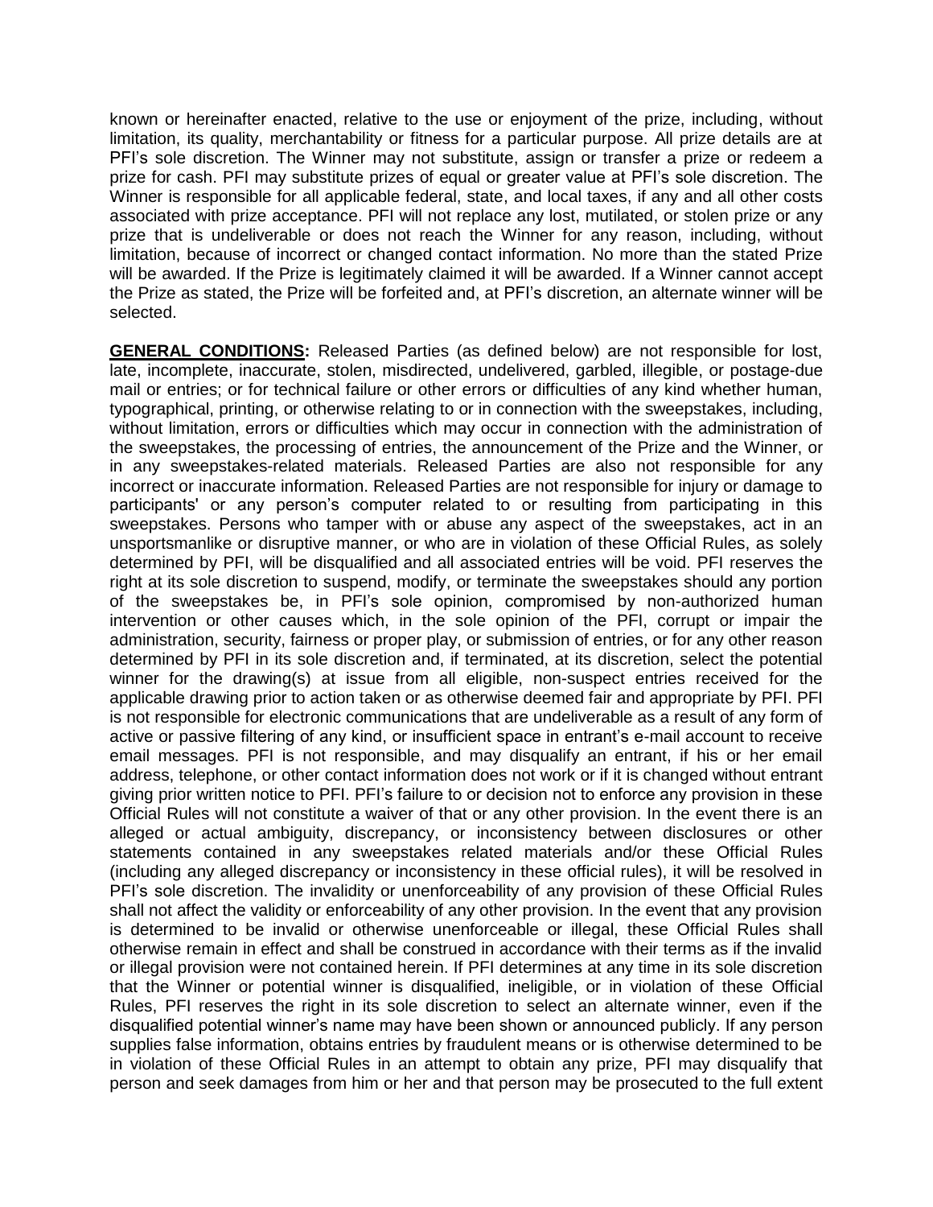known or hereinafter enacted, relative to the use or enjoyment of the prize, including, without limitation, its quality, merchantability or fitness for a particular purpose. All prize details are at PFI's sole discretion. The Winner may not substitute, assign or transfer a prize or redeem a prize for cash. PFI may substitute prizes of equal or greater value at PFI's sole discretion. The Winner is responsible for all applicable federal, state, and local taxes, if any and all other costs associated with prize acceptance. PFI will not replace any lost, mutilated, or stolen prize or any prize that is undeliverable or does not reach the Winner for any reason, including, without limitation, because of incorrect or changed contact information. No more than the stated Prize will be awarded. If the Prize is legitimately claimed it will be awarded. If a Winner cannot accept the Prize as stated, the Prize will be forfeited and, at PFI's discretion, an alternate winner will be selected.

**GENERAL CONDITIONS:** Released Parties (as defined below) are not responsible for lost, late, incomplete, inaccurate, stolen, misdirected, undelivered, garbled, illegible, or postage-due mail or entries; or for technical failure or other errors or difficulties of any kind whether human, typographical, printing, or otherwise relating to or in connection with the sweepstakes, including, without limitation, errors or difficulties which may occur in connection with the administration of the sweepstakes, the processing of entries, the announcement of the Prize and the Winner, or in any sweepstakes-related materials. Released Parties are also not responsible for any incorrect or inaccurate information. Released Parties are not responsible for injury or damage to participants' or any person's computer related to or resulting from participating in this sweepstakes. Persons who tamper with or abuse any aspect of the sweepstakes, act in an unsportsmanlike or disruptive manner, or who are in violation of these Official Rules, as solely determined by PFI, will be disqualified and all associated entries will be void. PFI reserves the right at its sole discretion to suspend, modify, or terminate the sweepstakes should any portion of the sweepstakes be, in PFI's sole opinion, compromised by non-authorized human intervention or other causes which, in the sole opinion of the PFI, corrupt or impair the administration, security, fairness or proper play, or submission of entries, or for any other reason determined by PFI in its sole discretion and, if terminated, at its discretion, select the potential winner for the drawing(s) at issue from all eligible, non-suspect entries received for the applicable drawing prior to action taken or as otherwise deemed fair and appropriate by PFI. PFI is not responsible for electronic communications that are undeliverable as a result of any form of active or passive filtering of any kind, or insufficient space in entrant's e-mail account to receive email messages. PFI is not responsible, and may disqualify an entrant, if his or her email address, telephone, or other contact information does not work or if it is changed without entrant giving prior written notice to PFI. PFI's failure to or decision not to enforce any provision in these Official Rules will not constitute a waiver of that or any other provision. In the event there is an alleged or actual ambiguity, discrepancy, or inconsistency between disclosures or other statements contained in any sweepstakes related materials and/or these Official Rules (including any alleged discrepancy or inconsistency in these official rules), it will be resolved in PFI's sole discretion. The invalidity or unenforceability of any provision of these Official Rules shall not affect the validity or enforceability of any other provision. In the event that any provision is determined to be invalid or otherwise unenforceable or illegal, these Official Rules shall otherwise remain in effect and shall be construed in accordance with their terms as if the invalid or illegal provision were not contained herein. If PFI determines at any time in its sole discretion that the Winner or potential winner is disqualified, ineligible, or in violation of these Official Rules, PFI reserves the right in its sole discretion to select an alternate winner, even if the disqualified potential winner's name may have been shown or announced publicly. If any person supplies false information, obtains entries by fraudulent means or is otherwise determined to be in violation of these Official Rules in an attempt to obtain any prize, PFI may disqualify that person and seek damages from him or her and that person may be prosecuted to the full extent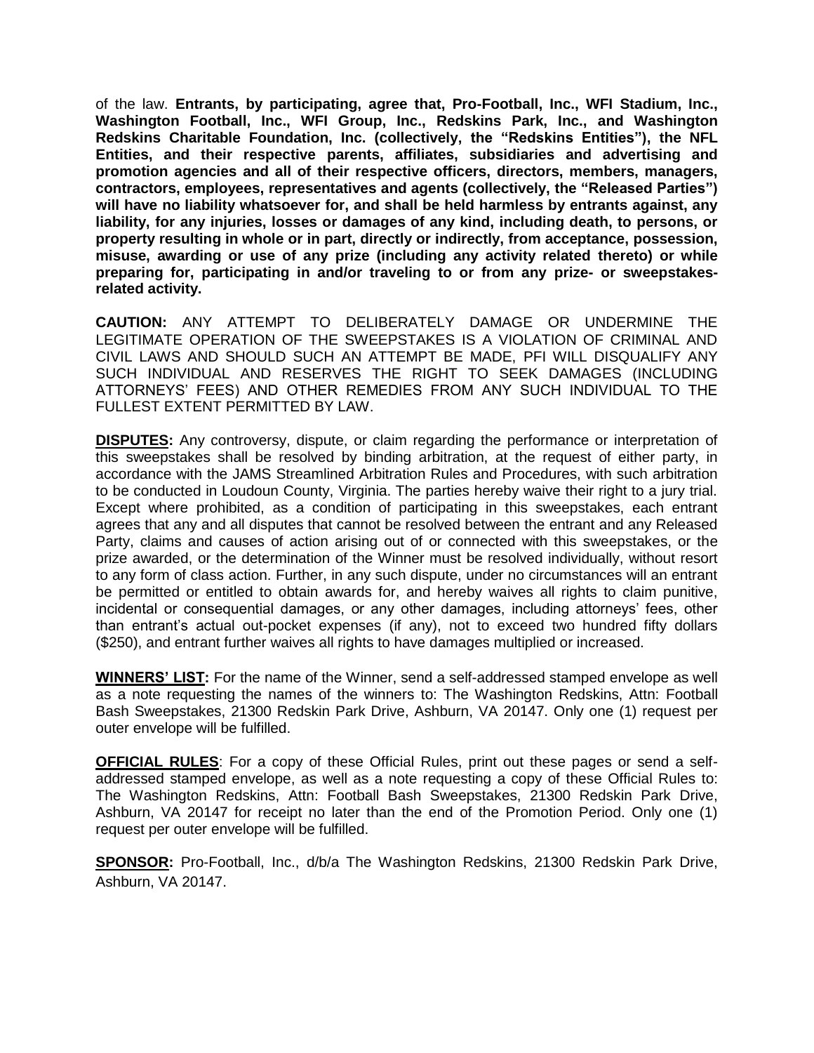of the law. **Entrants, by participating, agree that, Pro-Football, Inc., WFI Stadium, Inc., Washington Football, Inc., WFI Group, Inc., Redskins Park, Inc., and Washington Redskins Charitable Foundation, Inc. (collectively, the "Redskins Entities"), the NFL Entities, and their respective parents, affiliates, subsidiaries and advertising and promotion agencies and all of their respective officers, directors, members, managers, contractors, employees, representatives and agents (collectively, the "Released Parties") will have no liability whatsoever for, and shall be held harmless by entrants against, any liability, for any injuries, losses or damages of any kind, including death, to persons, or property resulting in whole or in part, directly or indirectly, from acceptance, possession, misuse, awarding or use of any prize (including any activity related thereto) or while preparing for, participating in and/or traveling to or from any prize- or sweepstakes-related activity.**

**CAUTION:** ANY ATTEMPT TO DELIBERATELY DAMAGE OR UNDERMINE THE LEGITIMATE OPERATION OF THE SWEEPSTAKES IS A VIOLATION OF CRIMINAL AND CIVIL LAWS AND SHOULD SUCH AN ATTEMPT BE MADE, PFI WILL DISQUALIFY ANY SUCH INDIVIDUAL AND RESERVES THE RIGHT TO SEEK DAMAGES (INCLUDING ATTORNEYS' FEES) AND OTHER REMEDIES FROM ANY SUCH INDIVIDUAL TO THE FULLEST EXTENT PERMITTED BY LAW.

**DISPUTES:** Any controversy, dispute, or claim regarding the performance or interpretation of this sweepstakes shall be resolved by binding arbitration, at the request of either party, in accordance with the JAMS Streamlined Arbitration Rules and Procedures, with such arbitration to be conducted in Loudoun County, Virginia. The parties hereby waive their right to a jury trial. Except where prohibited, as a condition of participating in this sweepstakes, each entrant agrees that any and all disputes that cannot be resolved between the entrant and any Released Party, claims and causes of action arising out of or connected with this sweepstakes, or the prize awarded, or the determination of the Winner must be resolved individually, without resort to any form of class action. Further, in any such dispute, under no circumstances will an entrant be permitted or entitled to obtain awards for, and hereby waives all rights to claim punitive, incidental or consequential damages, or any other damages, including attorneys' fees, other than entrant's actual out-pocket expenses (if any), not to exceed two hundred fifty dollars ($250), and entrant further waives all rights to have damages multiplied or increased.

**WINNERS' LIST:** For the name of the Winner, send a self-addressed stamped envelope as well as a note requesting the names of the winners to: The Washington Redskins, Attn: Football Bash Sweepstakes, 21300 Redskin Park Drive, Ashburn, VA 20147. Only one (1) request per outer envelope will be fulfilled.

**OFFICIAL RULES**: For a copy of these Official Rules, print out these pages or send a self-addressed stamped envelope, as well as a note requesting a copy of these Official Rules to: The Washington Redskins, Attn: Football Bash Sweepstakes, 21300 Redskin Park Drive, Ashburn, VA 20147 for receipt no later than the end of the Promotion Period. Only one (1) request per outer envelope will be fulfilled.

**SPONSOR:** Pro-Football, Inc., d/b/a The Washington Redskins, 21300 Redskin Park Drive, Ashburn, VA 20147.